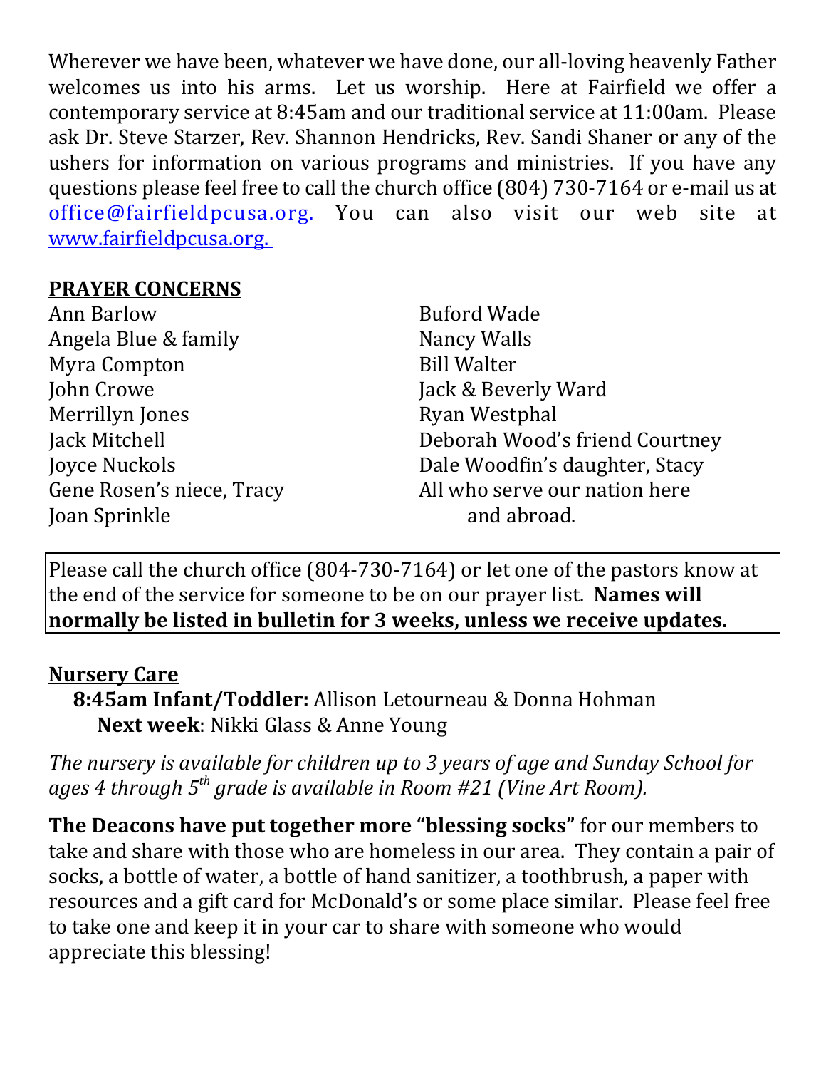Wherever we have been, whatever we have done, our all-loving heavenly Father welcomes us into his arms. Let us worship. Here at Fairfield we offer a contemporary service at 8:45am and our traditional service at 11:00am. Please ask Dr. Steve Starzer, Rev. Shannon Hendricks, Rev. Sandi Shaner or any of the ushers for information on various programs and ministries. If you have any questions please feel free to call the church office (804) 730-7164 or e-mail us at office@fairfieldpcusa.org. You can also visit our web site at www.fairfieldpcusa.org.

**PRAYER CONCERNS**

Ann Barlow
Angela Blue & family
Myra Compton
John Crowe
Merrillyn Jones
Jack Mitchell
Joyce Nuckols
Gene Rosen's niece, Tracy
Joan Sprinkle
Buford Wade
Nancy Walls
Bill Walter
Jack & Beverly Ward
Ryan Westphal
Deborah Wood's friend Courtney
Dale Woodfin's daughter, Stacy
All who serve our nation here and abroad.

Please call the church office (804-730-7164) or let one of the pastors know at the end of the service for someone to be on our prayer list. **Names will normally be listed in bulletin for 3 weeks, unless we receive updates.**

**Nursery Care**

**8:45am Infant/Toddler:** Allison Letourneau & Donna Hohman
**Next week**: Nikki Glass & Anne Young

*The nursery is available for children up to 3 years of age and Sunday School for ages 4 through 5th grade is available in Room #21 (Vine Art Room).*

**The Deacons have put together more "blessing socks"** for our members to take and share with those who are homeless in our area. They contain a pair of socks, a bottle of water, a bottle of hand sanitizer, a toothbrush, a paper with resources and a gift card for McDonald's or some place similar. Please feel free to take one and keep it in your car to share with someone who would appreciate this blessing!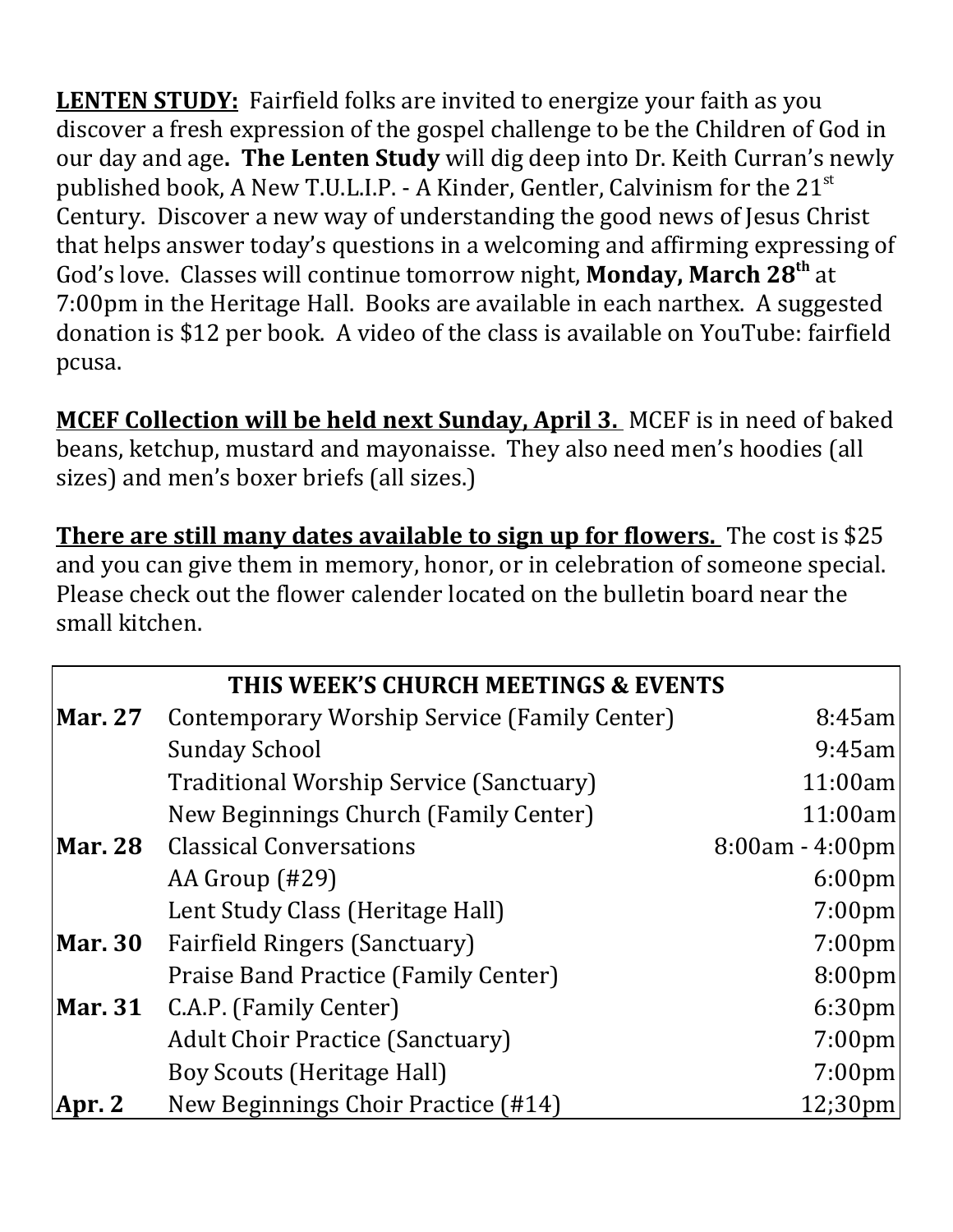**LENTEN STUDY:** Fairfield folks are invited to energize your faith as you discover a fresh expression of the gospel challenge to be the Children of God in our day and age**. The Lenten Study** will dig deep into Dr. Keith Curran's newly published book, A New T.U.L.I.P. - A Kinder, Gentler, Calvinism for the 21st Century. Discover a new way of understanding the good news of Jesus Christ that helps answer today's questions in a welcoming and affirming expressing of God's love. Classes will continue tomorrow night, **Monday, March 28th** at 7:00pm in the Heritage Hall. Books are available in each narthex. A suggested donation is $12 per book. A video of the class is available on YouTube: fairfield pcusa.

**MCEF Collection will be held next Sunday, April 3.** MCEF is in need of baked beans, ketchup, mustard and mayonaisse. They also need men's hoodies (all sizes) and men's boxer briefs (all sizes.)

**There are still many dates available to sign up for flowers.** The cost is $25 and you can give them in memory, honor, or in celebration of someone special. Please check out the flower calender located on the bulletin board near the small kitchen.

| THIS WEEK'S CHURCH MEETINGS & EVENTS | | |
|---|---|---|
| **Mar. 27** | Contemporary Worship Service (Family Center) | 8:45am |
| | Sunday School | 9:45am |
| | Traditional Worship Service (Sanctuary) | 11:00am |
| | New Beginnings Church (Family Center) | 11:00am |
| **Mar. 28** | Classical Conversations | 8:00am - 4:00pm |
| | AA Group (#29) | 6:00pm |
| | Lent Study Class (Heritage Hall) | 7:00pm |
| **Mar. 30** | Fairfield Ringers (Sanctuary) | 7:00pm |
| | Praise Band Practice (Family Center) | 8:00pm |
| **Mar. 31** | C.A.P. (Family Center) | 6:30pm |
| | Adult Choir Practice (Sanctuary) | 7:00pm |
| | Boy Scouts (Heritage Hall) | 7:00pm |
| **Apr. 2** | New Beginnings Choir Practice (#14) | 12;30pm |